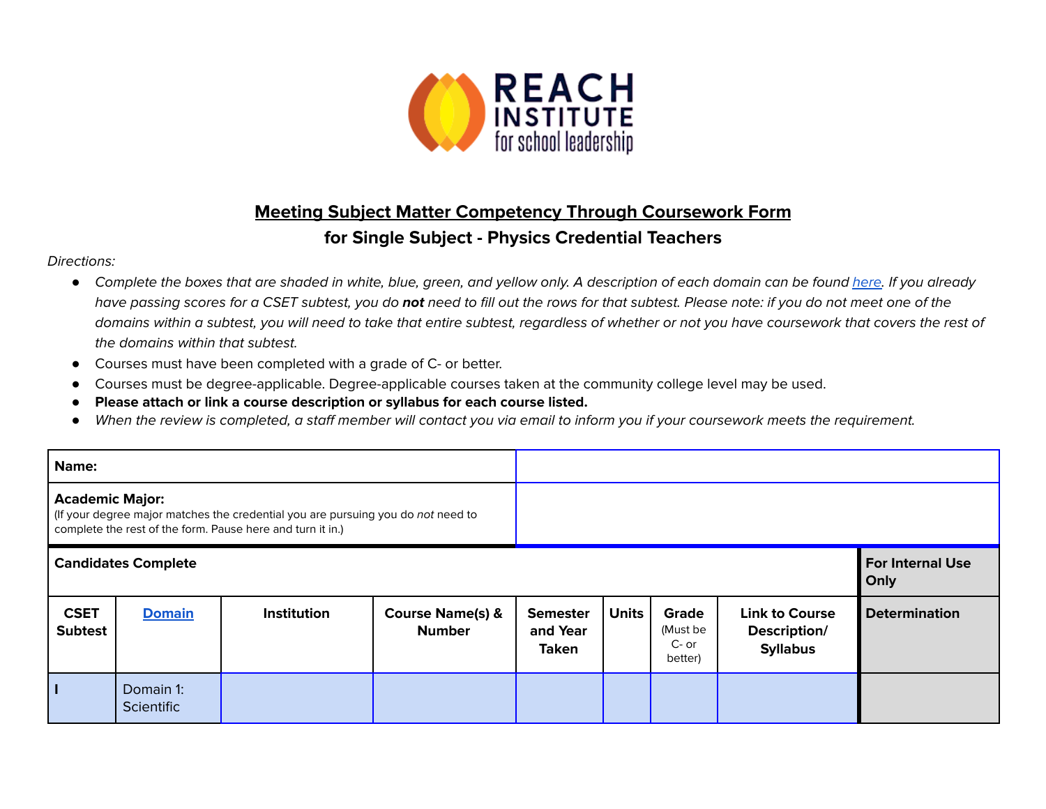# Meeting Subject Matter Competency Through Coursework Form

## for Single Subject - Physics Credential Teachers

*Directions:*

- *Complete the boxes that are shaded in white, blue, green, and yellow only. A description of each domain can be found [here](). If you already have passing scores for a CSET subtest, you do **not** need to fill out the rows for that subtest. Please note: if you do not meet one of the domains within a subtest, you will need to take that entire subtest, regardless of whether or not you have coursework that covers the rest of the domains within that subtest.*
- Courses must have been completed with a grade of C- or better.
- Courses must be degree-applicable. Degree-applicable courses taken at the community college level may be used.
- **Please attach or link a course description or syllabus for each course listed.**
- *When the review is completed, a staff member will contact you via email to inform you if your coursework meets the requirement.*

| **Name:** | |
|---|---|
| **Academic Major:** (If your degree major matches the credential you are pursuing you do *not* need to complete the rest of the form. Pause here and turn it in.) | |

| **Candidates Complete** | | | | | | | | **For Internal Use Only** |
|---|---|---|---|---|---|---|---|---|
| **CSET Subtest** | **[Domain]()** | **Institution** | **Course Name(s) & Number** | **Semester and Year Taken** | **Units** | **Grade** (Must be C- or better) | **Link to Course Description/ Syllabus** | **Determination** |
| **I** | Domain 1: Scientific | | | | | | | |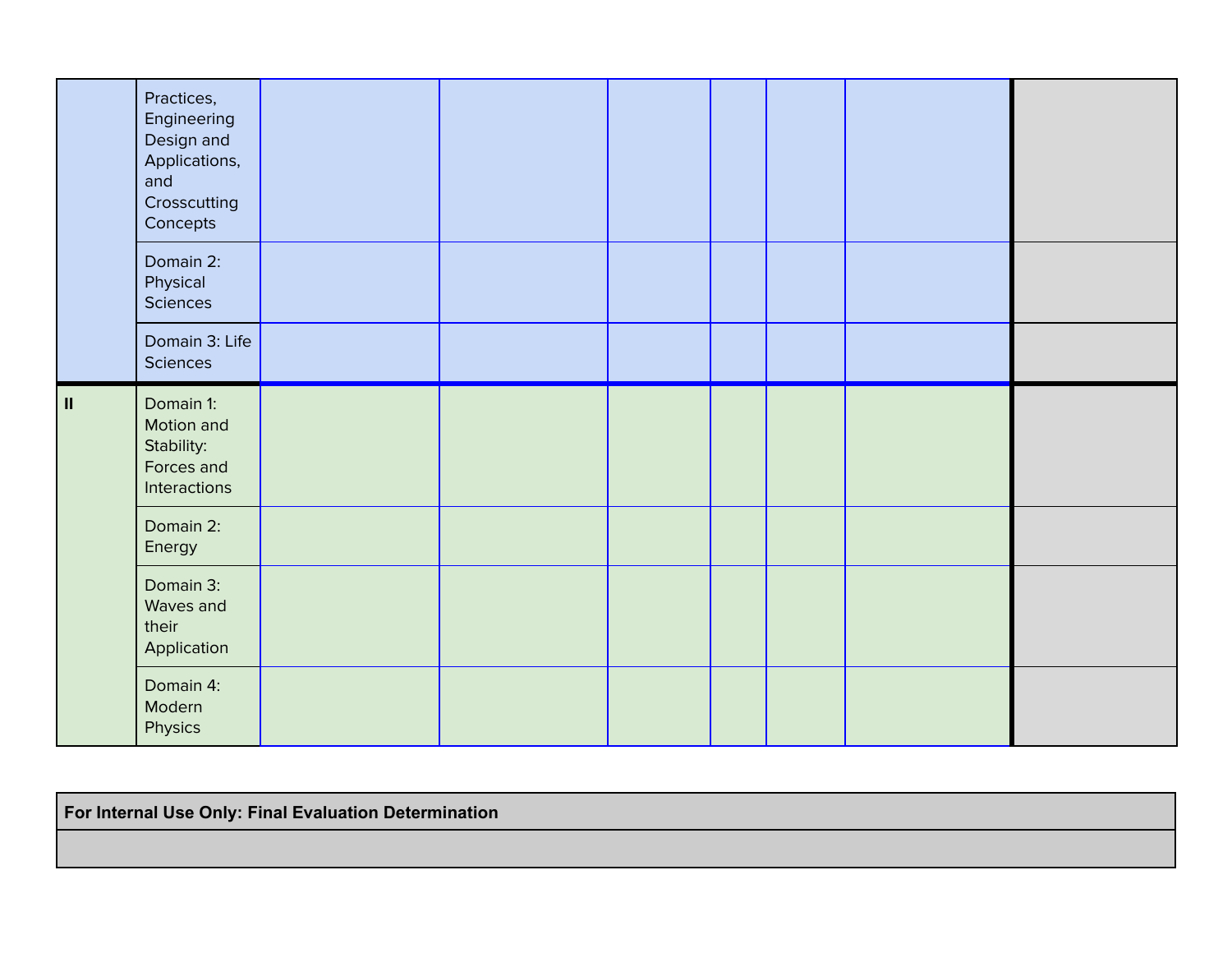| | | | | | | | | |
|---|---|---|---|---|---|---|---|---|
| | Practices, Engineering Design and Applications, and Crosscutting Concepts | | | | | | | |
| | Domain 2: Physical Sciences | | | | | | | |
| | Domain 3: Life Sciences | | | | | | | |
| **II** | Domain 1: Motion and Stability: Forces and Interactions | | | | | | | |
| | Domain 2: Energy | | | | | | | |
| | Domain 3: Waves and their Application | | | | | | | |
| | Domain 4: Modern Physics | | | | | | | |

| **For Internal Use Only: Final Evaluation Determination** |
|---|
| |